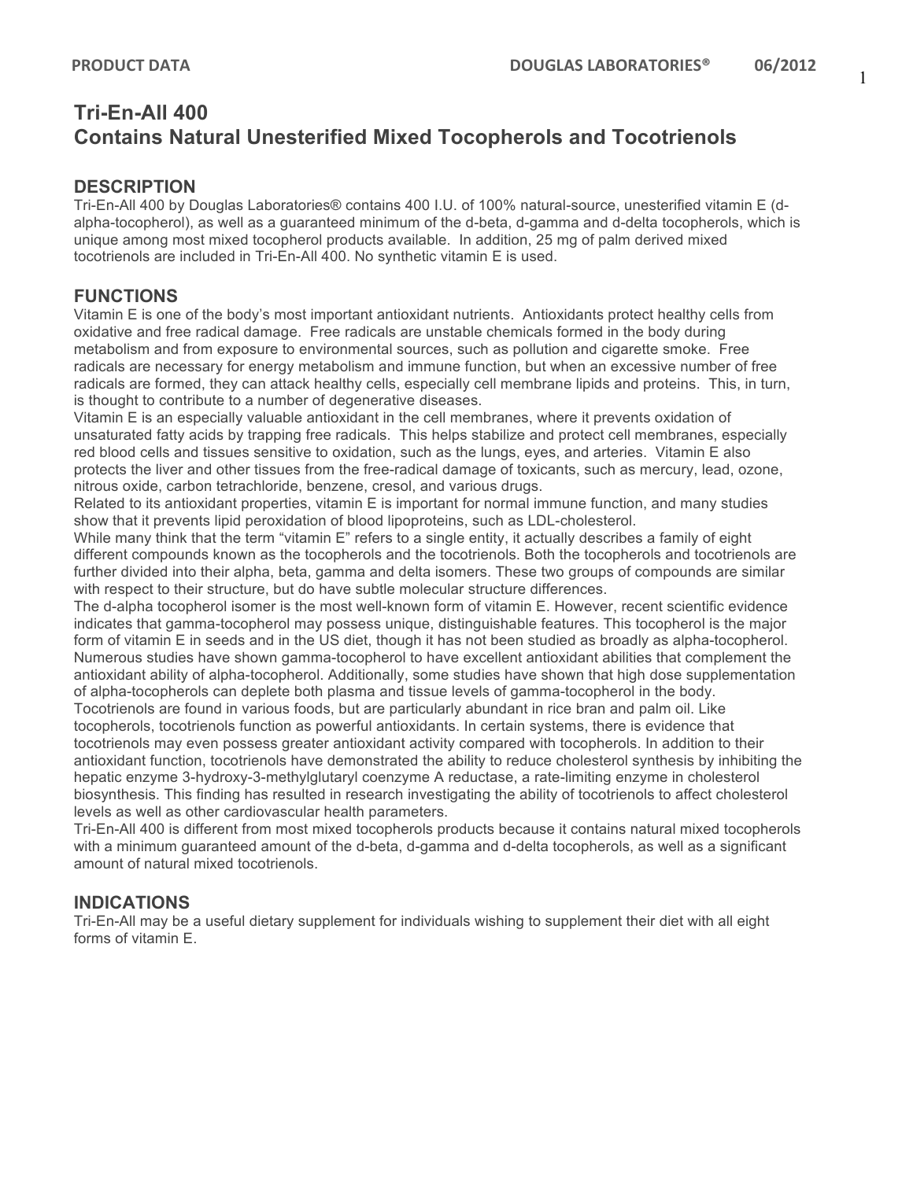# Tri-En-All 400
# Contains Natural Unesterified Mixed Tocopherols and Tocotrienols

## DESCRIPTION

Tri-En-All 400 by Douglas Laboratories® contains 400 I.U. of 100% natural-source, unesterified vitamin E (d-alpha-tocopherol), as well as a guaranteed minimum of the d-beta, d-gamma and d-delta tocopherols, which is unique among most mixed tocopherol products available. In addition, 25 mg of palm derived mixed tocotrienols are included in Tri-En-All 400. No synthetic vitamin E is used.

## FUNCTIONS

Vitamin E is one of the body's most important antioxidant nutrients. Antioxidants protect healthy cells from oxidative and free radical damage. Free radicals are unstable chemicals formed in the body during metabolism and from exposure to environmental sources, such as pollution and cigarette smoke. Free radicals are necessary for energy metabolism and immune function, but when an excessive number of free radicals are formed, they can attack healthy cells, especially cell membrane lipids and proteins. This, in turn, is thought to contribute to a number of degenerative diseases.

Vitamin E is an especially valuable antioxidant in the cell membranes, where it prevents oxidation of unsaturated fatty acids by trapping free radicals. This helps stabilize and protect cell membranes, especially red blood cells and tissues sensitive to oxidation, such as the lungs, eyes, and arteries. Vitamin E also protects the liver and other tissues from the free-radical damage of toxicants, such as mercury, lead, ozone, nitrous oxide, carbon tetrachloride, benzene, cresol, and various drugs.

Related to its antioxidant properties, vitamin E is important for normal immune function, and many studies show that it prevents lipid peroxidation of blood lipoproteins, such as LDL-cholesterol.

While many think that the term "vitamin E" refers to a single entity, it actually describes a family of eight different compounds known as the tocopherols and the tocotrienols. Both the tocopherols and tocotrienols are further divided into their alpha, beta, gamma and delta isomers. These two groups of compounds are similar with respect to their structure, but do have subtle molecular structure differences.

The d-alpha tocopherol isomer is the most well-known form of vitamin E. However, recent scientific evidence indicates that gamma-tocopherol may possess unique, distinguishable features. This tocopherol is the major form of vitamin E in seeds and in the US diet, though it has not been studied as broadly as alpha-tocopherol. Numerous studies have shown gamma-tocopherol to have excellent antioxidant abilities that complement the antioxidant ability of alpha-tocopherol. Additionally, some studies have shown that high dose supplementation of alpha-tocopherols can deplete both plasma and tissue levels of gamma-tocopherol in the body.

Tocotrienols are found in various foods, but are particularly abundant in rice bran and palm oil. Like tocopherols, tocotrienols function as powerful antioxidants. In certain systems, there is evidence that tocotrienols may even possess greater antioxidant activity compared with tocopherols. In addition to their antioxidant function, tocotrienols have demonstrated the ability to reduce cholesterol synthesis by inhibiting the hepatic enzyme 3-hydroxy-3-methylglutaryl coenzyme A reductase, a rate-limiting enzyme in cholesterol biosynthesis. This finding has resulted in research investigating the ability of tocotrienols to affect cholesterol levels as well as other cardiovascular health parameters.

Tri-En-All 400 is different from most mixed tocopherols products because it contains natural mixed tocopherols with a minimum guaranteed amount of the d-beta, d-gamma and d-delta tocopherols, as well as a significant amount of natural mixed tocotrienols.

## INDICATIONS

Tri-En-All may be a useful dietary supplement for individuals wishing to supplement their diet with all eight forms of vitamin E.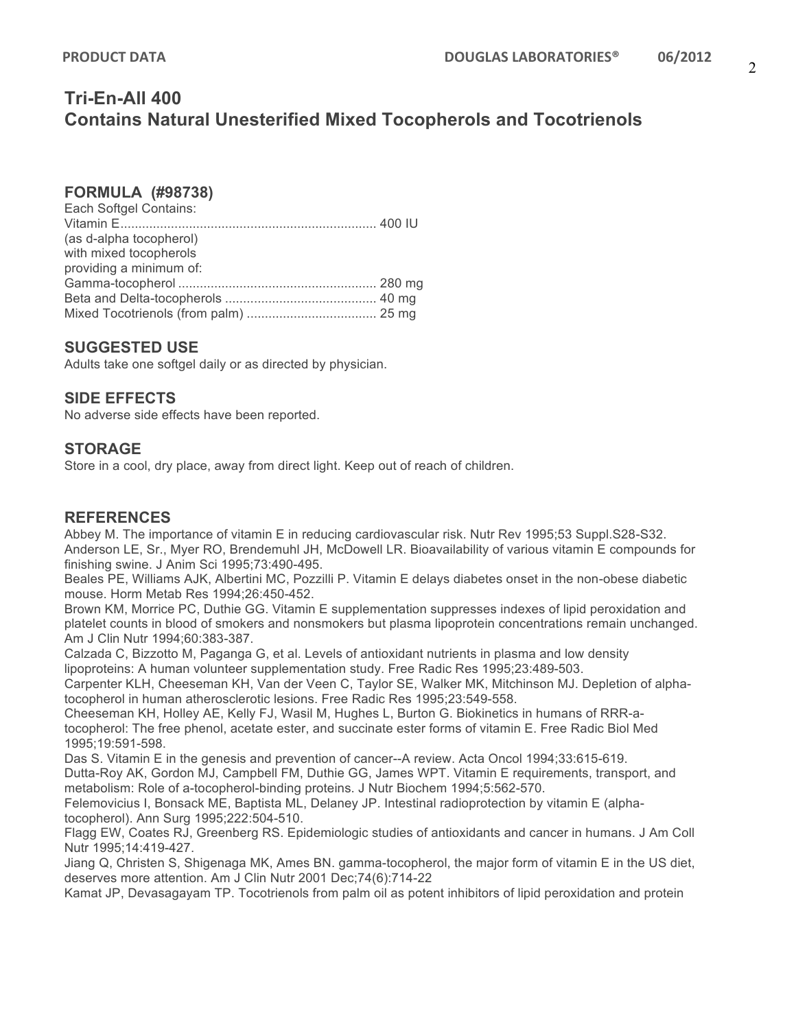# Tri-En-All 400

## Contains Natural Unesterified Mixed Tocopherols and Tocotrienols

### FORMULA (#98738)

Each Softgel Contains:

| | |
|---|---|
| Vitamin E (as d-alpha tocopherol) with mixed tocopherols providing a minimum of: | 400 IU |
| Gamma-tocopherol | 280 mg |
| Beta and Delta-tocopherols | 40 mg |
| Mixed Tocotrienols (from palm) | 25 mg |

### SUGGESTED USE

Adults take one softgel daily or as directed by physician.

### SIDE EFFECTS

No adverse side effects have been reported.

### STORAGE

Store in a cool, dry place, away from direct light. Keep out of reach of children.

### REFERENCES

Abbey M. The importance of vitamin E in reducing cardiovascular risk. Nutr Rev 1995;53 Suppl.S28-S32.

Anderson LE, Sr., Myer RO, Brendemuhl JH, McDowell LR. Bioavailability of various vitamin E compounds for finishing swine. J Anim Sci 1995;73:490-495.

Beales PE, Williams AJK, Albertini MC, Pozzilli P. Vitamin E delays diabetes onset in the non-obese diabetic mouse. Horm Metab Res 1994;26:450-452.

Brown KM, Morrice PC, Duthie GG. Vitamin E supplementation suppresses indexes of lipid peroxidation and platelet counts in blood of smokers and nonsmokers but plasma lipoprotein concentrations remain unchanged. Am J Clin Nutr 1994;60:383-387.

Calzada C, Bizzotto M, Paganga G, et al. Levels of antioxidant nutrients in plasma and low density lipoproteins: A human volunteer supplementation study. Free Radic Res 1995;23:489-503.

Carpenter KLH, Cheeseman KH, Van der Veen C, Taylor SE, Walker MK, Mitchinson MJ. Depletion of alpha-tocopherol in human atherosclerotic lesions. Free Radic Res 1995;23:549-558.

Cheeseman KH, Holley AE, Kelly FJ, Wasil M, Hughes L, Burton G. Biokinetics in humans of RRR-a-tocopherol: The free phenol, acetate ester, and succinate ester forms of vitamin E. Free Radic Biol Med 1995;19:591-598.

Das S. Vitamin E in the genesis and prevention of cancer--A review. Acta Oncol 1994;33:615-619.

Dutta-Roy AK, Gordon MJ, Campbell FM, Duthie GG, James WPT. Vitamin E requirements, transport, and metabolism: Role of a-tocopherol-binding proteins. J Nutr Biochem 1994;5:562-570.

Felemovicius I, Bonsack ME, Baptista ML, Delaney JP. Intestinal radioprotection by vitamin E (alpha-tocopherol). Ann Surg 1995;222:504-510.

Flagg EW, Coates RJ, Greenberg RS. Epidemiologic studies of antioxidants and cancer in humans. J Am Coll Nutr 1995;14:419-427.

Jiang Q, Christen S, Shigenaga MK, Ames BN. gamma-tocopherol, the major form of vitamin E in the US diet, deserves more attention. Am J Clin Nutr 2001 Dec;74(6):714-22

Kamat JP, Devasagayam TP. Tocotrienols from palm oil as potent inhibitors of lipid peroxidation and protein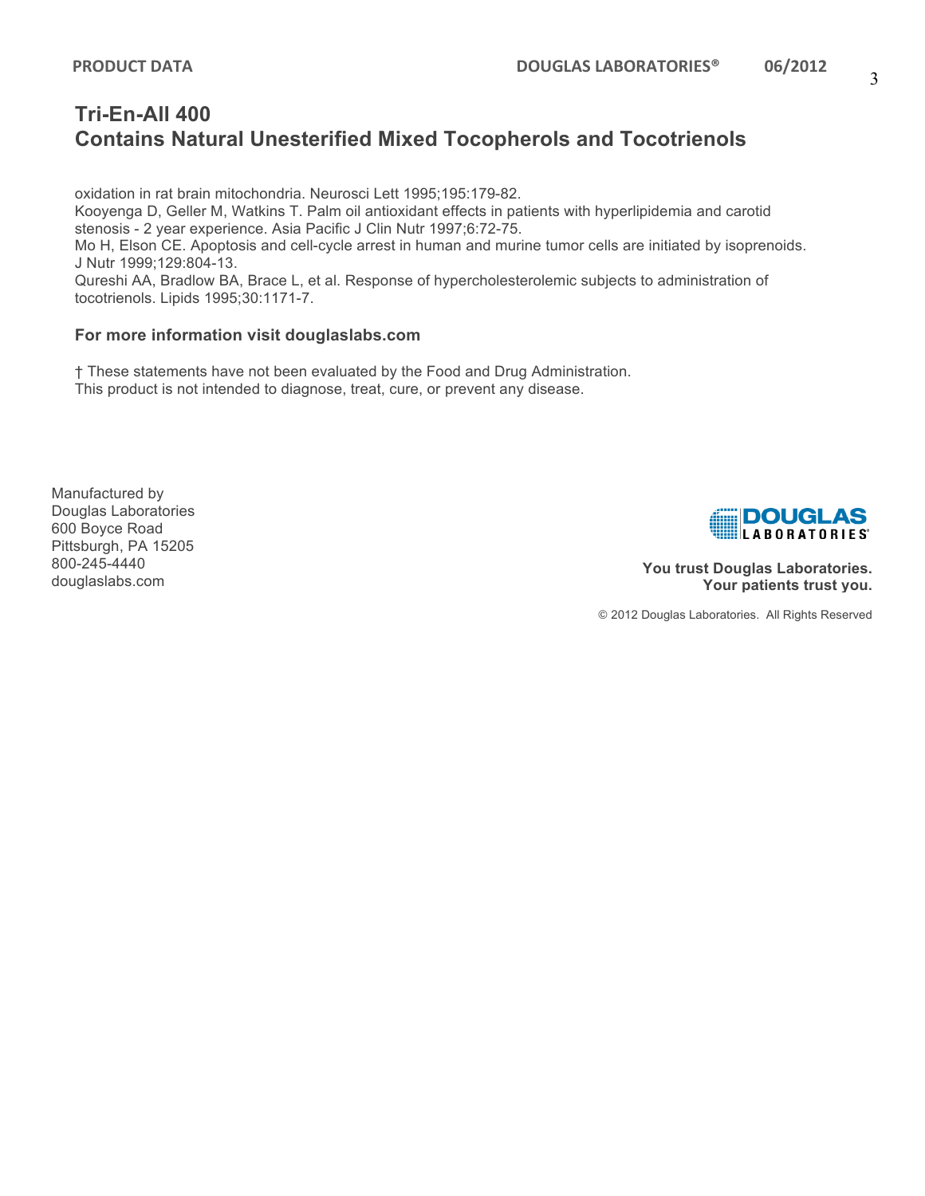# Tri-En-All 400
## Contains Natural Unesterified Mixed Tocopherols and Tocotrienols

oxidation in rat brain mitochondria. Neurosci Lett 1995;195:179-82.
Kooyenga D, Geller M, Watkins T. Palm oil antioxidant effects in patients with hyperlipidemia and carotid stenosis - 2 year experience. Asia Pacific J Clin Nutr 1997;6:72-75.
Mo H, Elson CE. Apoptosis and cell-cycle arrest in human and murine tumor cells are initiated by isoprenoids. J Nutr 1999;129:804-13.
Qureshi AA, Bradlow BA, Brace L, et al. Response of hypercholesterolemic subjects to administration of tocotrienols. Lipids 1995;30:1171-7.

**For more information visit douglaslabs.com**

† These statements have not been evaluated by the Food and Drug Administration.
This product is not intended to diagnose, treat, cure, or prevent any disease.

Manufactured by
Douglas Laboratories
600 Boyce Road
Pittsburgh, PA 15205
800-245-4440
douglaslabs.com

DOUGLAS LABORATORIES®

**You trust Douglas Laboratories.**
**Your patients trust you.**

© 2012 Douglas Laboratories. All Rights Reserved